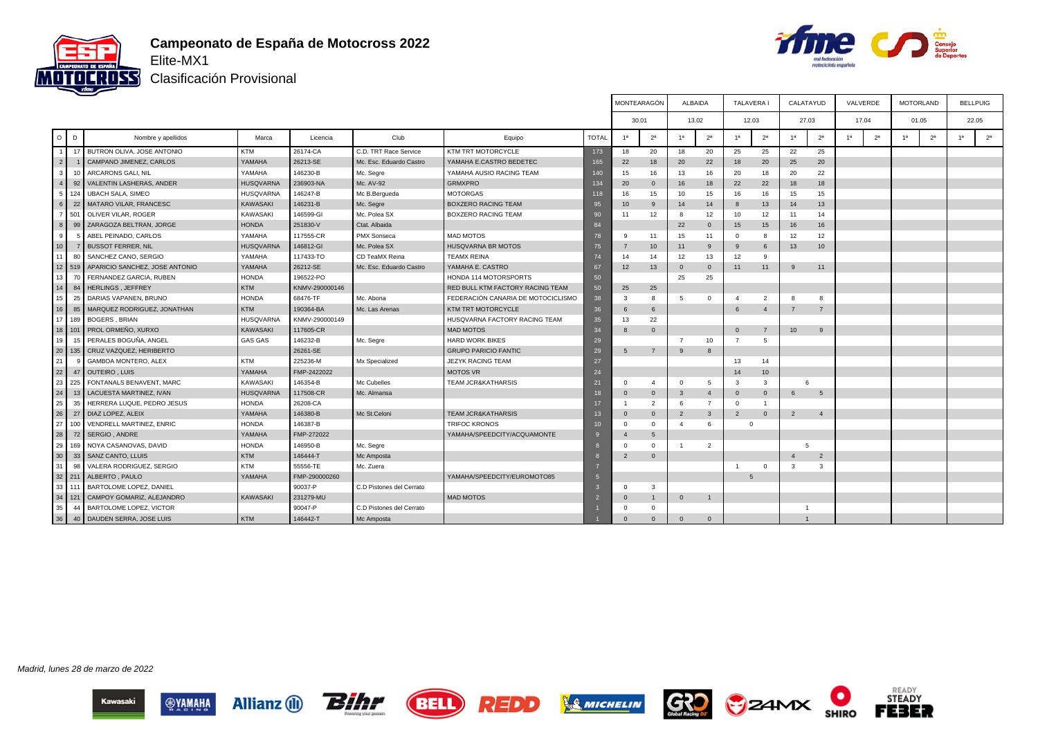# Campeonato de España de Motocross 2022

## Elite-MX1

## Clasificación Provisional

| | | | | | | | | MONTEARAGÓN 30.01 | | ALBAIDA 13.02 | | TALAVERA I 12.03 | | CALATAYUD 27.03 | | VALVERDE 17.04 | | MOTORLAND 01.05 | | BELLPUIG 22.05 | |
|---|---|---|---|---|---|---|---|---|---|---|---|---|---|---|---|---|---|---|---|---|---|
| O | D | Nombre y apellidos | Marca | Licencia | Club | Equipo | TOTAL | 1ª | 2ª | 1ª | 2ª | 1ª | 2ª | 1ª | 2ª | 1ª | 2ª | 1ª | 2ª | 1ª | 2ª |
| 1 | 17 | BUTRON OLIVA, JOSE ANTONIO | KTM | 26174-CA | C.D. TRT Race Service | KTM TRT MOTORCYCLE | 173 | 18 | 20 | 18 | 20 | 25 | 25 | 22 | 25 | | | | | | |
| 2 | 1 | CAMPANO JIMENEZ, CARLOS | YAMAHA | 26213-SE | Mc. Esc. Eduardo Castro | YAMAHA E.CASTRO BEDETEC | 165 | 22 | 18 | 20 | 22 | 18 | 20 | 25 | 20 | | | | | | |
| 3 | 10 | ARCARONS GALI, NIL | YAMAHA | 146230-B | Mc. Segre | YAMAHA AUSIO RACING TEAM | 140 | 15 | 16 | 13 | 16 | 20 | 18 | 20 | 22 | | | | | | |
| 4 | 92 | VALENTIN LASHERAS, ANDER | HUSQVARNA | 236903-NA | Mc. AV-92 | GRMXPRO | 134 | 20 | 0 | 16 | 18 | 22 | 22 | 18 | 18 | | | | | | |
| 5 | 124 | UBACH SALA, SIMEO | HUSQVARNA | 146247-B | Mc B.Bergueda | MOTORGAS | 118 | 16 | 15 | 10 | 15 | 16 | 16 | 15 | 15 | | | | | | |
| 6 | 22 | MATARO VILAR, FRANCESC | KAWASAKI | 146231-B | Mc. Segre | BOXZERO RACING TEAM | 95 | 10 | 9 | 14 | 14 | 8 | 13 | 14 | 13 | | | | | | |
| 7 | 501 | OLIVER VILAR, ROGER | KAWASAKI | 146599-GI | Mc. Polea SX | BOXZERO RACING TEAM | 90 | 11 | 12 | 8 | 12 | 10 | 12 | 11 | 14 | | | | | | |
| 8 | 99 | ZARAGOZA BELTRAN, JORGE | HONDA | 251830-V | Ctat. Albaida | | 84 | | | 22 | 0 | 15 | 15 | 16 | 16 | | | | | | |
| 9 | 5 | ABEL PEINADO, CARLOS | YAMAHA | 117555-CR | PMX Sonseca | MAD MOTOS | 78 | 9 | 11 | 15 | 11 | 0 | 8 | 12 | 12 | | | | | | |
| 10 | 7 | BUSSOT FERRER, NIL | HUSQVARNA | 146812-GI | Mc. Polea SX | HUSQVARNA BR MOTOS | 75 | 7 | 10 | 11 | 9 | 9 | 6 | 13 | 10 | | | | | | |
| 11 | 80 | SANCHEZ CANO, SERGIO | YAMAHA | 117433-TO | CD TeaMX Reina | TEAMX REINA | 74 | 14 | 14 | 12 | 13 | 12 | 9 | | | | | | | | |
| 12 | 519 | APARICIO SANCHEZ, JOSE ANTONIO | YAMAHA | 26212-SE | Mc. Esc. Eduardo Castro | YAMAHA E. CASTRO | 67 | 12 | 13 | 0 | 0 | 11 | 11 | 9 | 11 | | | | | | |
| 13 | 70 | FERNANDEZ GARCIA, RUBEN | HONDA | 196522-PO | | HONDA 114 MOTORSPORTS | 50 | | | 25 | 25 | | | | | | | | | | |
| 14 | 84 | HERLINGS , JEFFREY | KTM | KNMV-290000146 | | RED BULL KTM FACTORY RACING TEAM | 50 | 25 | 25 | | | | | | | | | | | | |
| 15 | 25 | DARIAS VAPANEN, BRUNO | HONDA | 68476-TF | Mc. Abona | FEDERACIÓN CANARIA DE MOTOCICLISMO | 38 | 3 | 8 | 5 | 0 | 4 | 2 | 8 | 8 | | | | | | |
| 16 | 85 | MARQUEZ RODRIGUEZ, JONATHAN | KTM | 190364-BA | Mc. Las Arenas | KTM TRT MOTORCYCLE | 36 | 6 | 6 | | | 6 | 4 | 7 | 7 | | | | | | |
| 17 | 189 | BOGERS , BRIAN | HUSQVARNA | KNMV-290000149 | | HUSQVARNA FACTORY RACING TEAM | 35 | 13 | 22 | | | | | | | | | | | | |
| 18 | 101 | PROL ORMEÑO, XURXO | KAWASAKI | 117605-CR | | MAD MOTOS | 34 | 8 | 0 | | | 0 | 7 | 10 | 9 | | | | | | |
| 19 | 15 | PERALES BOGUÑA, ANGEL | GAS GAS | 146232-B | Mc. Segre | HARD WORK BIKES | 29 | | | 7 | 10 | 7 | 5 | | | | | | | | |
| 20 | 135 | CRUZ VAZQUEZ, HERIBERTO | | 26261-SE | | GRUPO PARICIO FANTIC | 29 | 5 | 7 | 9 | 8 | | | | | | | | | | |
| 21 | 9 | GAMBOA MONTERO, ALEX | KTM | 225236-M | Mx Specialized | JEZYK RACING TEAM | 27 | | | | | 13 | 14 | | | | | | | | |
| 22 | 47 | OUTEIRO , LUIS | YAMAHA | FMP-2422022 | | MOTOS VR | 24 | | | | | 14 | 10 | | | | | | | | |
| 23 | 225 | FONTANALS BENAVENT, MARC | KAWASAKI | 146354-B | Mc Cubelles | TEAM JCR&KATHARSIS | 21 | 0 | 4 | 0 | 5 | 3 | 3 | 6 | | | | | | | |
| 24 | 13 | LACUESTA MARTINEZ, IVAN | HUSQVARNA | 117508-CR | Mc. Almansa | | 18 | 0 | 0 | 3 | 4 | 0 | 0 | 6 | 5 | | | | | | |
| 25 | 35 | HERRERA LUQUE, PEDRO JESUS | HONDA | 26208-CA | | | 17 | 1 | 2 | 6 | 7 | 0 | 1 | | | | | | | | |
| 26 | 27 | DIAZ LOPEZ, ALEX | YAMAHA | 146380-B | Mc St.Celoni | TEAM JCR&KATHARSIS | 13 | 0 | 0 | 2 | 3 | 2 | 0 | 2 | 4 | | | | | | |
| 27 | 100 | VENDRELL MARTINEZ, ENRIC | HONDA | 146387-B | | TRIFOC KRONOS | 10 | 0 | 0 | 4 | 6 | 0 | | | | | | | | | |
| 28 | 72 | SERGIO , ANDRE | YAMAHA | FMP-272022 | | YAMAHA/SPEEDCITY/ACQUAMONTE | 9 | 4 | 5 | | | | | | | | | | | | |
| 29 | 169 | NOYA CASANOVAS, DAVID | HONDA | 146950-B | Mc. Segre | | 8 | 0 | 0 | 1 | 2 | | | 5 | | | | | | | |
| 30 | 33 | SANZ CANTO, LLUIS | KTM | 146444-T | Mc Amposta | | 8 | 2 | 0 | | | | | 4 | 2 | | | | | | |
| 31 | 98 | VALERA RODRIGUEZ, SERGIO | KTM | 55556-TE | Mc. Zuera | | 7 | | | | | 1 | 0 | 3 | 3 | | | | | | |
| 32 | 211 | ALBERTO , PAULO | YAMAHA | FMP-290000260 | | YAMAHA/SPEEDCITY/EUROMOTO85 | 5 | | | | | 5 | | | | | | | | | |
| 33 | 111 | BARTOLOME LOPEZ, DANIEL | | 90037-P | C.D Pistones del Cerrato | | 3 | 0 | 3 | | | | | | | | | | | | |
| 34 | 121 | CAMPOY GOMARIZ, ALEJANDRO | KAWASAKI | 231279-MU | | MAD MOTOS | 2 | 0 | 1 | 0 | 1 | | | | | | | | | | |
| 35 | 44 | BARTOLOME LOPEZ, VICTOR | | 90047-P | C.D Pistones del Cerrato | | 1 | 0 | 0 | | | | | 1 | | | | | | | |
| 36 | 40 | DAUDEN SERRA, JOSE LUIS | KTM | 146442-T | Mc Amposta | | 1 | 0 | 0 | 0 | 0 | | | 1 | | | | | | | |

*Madrid, lunes 28 de marzo de 2022*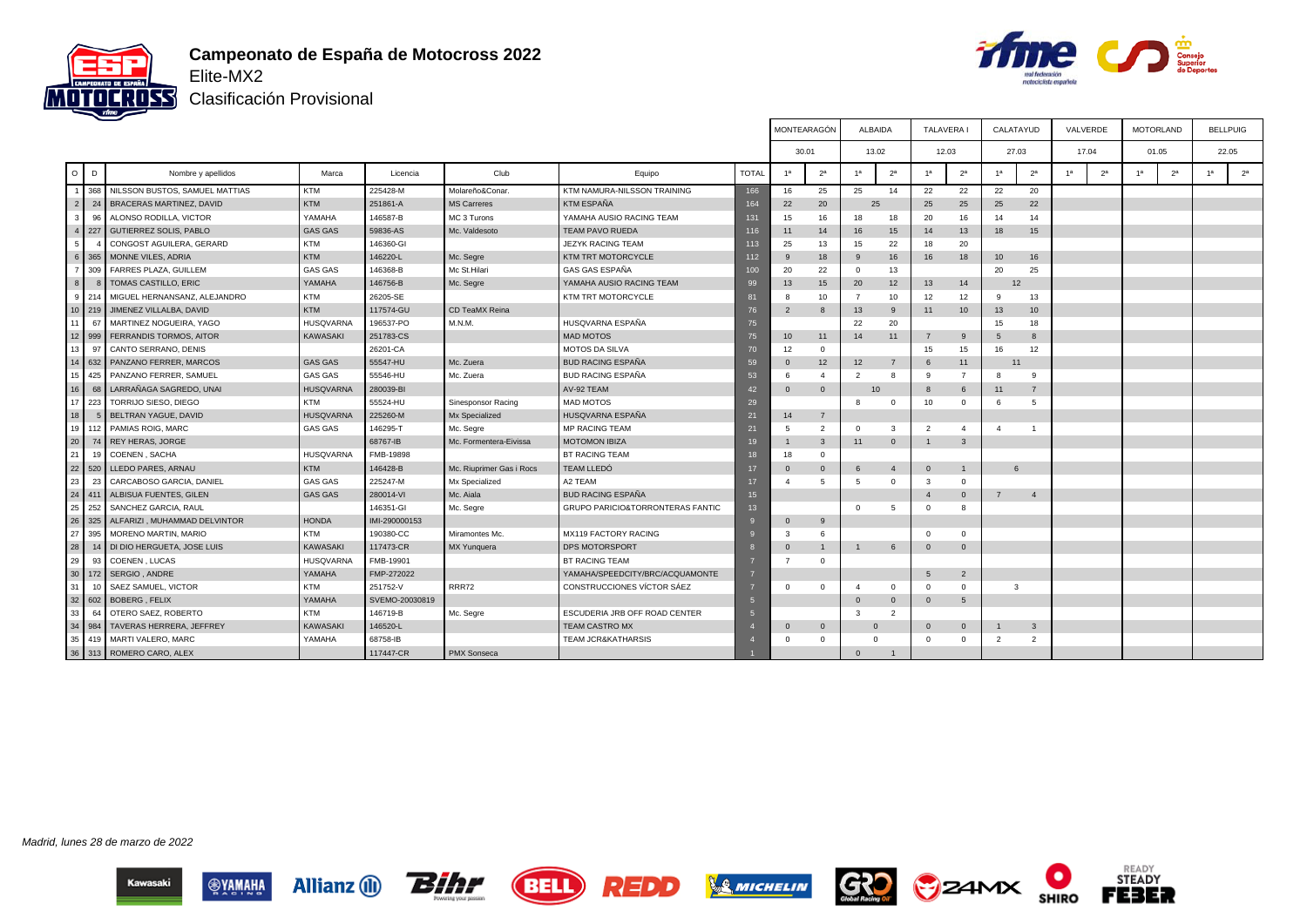# Campeonato de España de Motocross 2022

Elite-MX2

Clasificación Provisional

| | | | | | | | | MONTEARAGÓN | | ALBAIDA | | TALAVERA I | | CALATAYUD | | VALVERDE | | MOTORLAND | | BELLPUIG | |
|---|---|---|---|---|---|---|---|---|---|---|---|---|---|---|---|---|---|---|---|---|---|
| | | | | | | | | 30.01 | | 13.02 | | 12.03 | | 27.03 | | 17.04 | | 01.05 | | 22.05 | |
| O | D | Nombre y apellidos | Marca | Licencia | Club | Equipo | TOTAL | 1ª | 2ª | 1ª | 2ª | 1ª | 2ª | 1ª | 2ª | 1ª | 2ª | 1ª | 2ª | 1ª | 2ª |
| 1 | 368 | NILSSON BUSTOS, SAMUEL MATTIAS | KTM | 225428-M | Molareño&Conar. | KTM NAMURA-NILSSON TRAINING | 166 | 16 | 25 | 25 | 14 | 22 | 22 | 22 | 20 | | | | | | |
| 2 | 24 | BRACERAS MARTINEZ, DAVID | KTM | 251861-A | MS Carreres | KTM ESPAÑA | 164 | 22 | 20 | 25 | | 25 | 25 | 25 | 22 | | | | | | |
| 3 | 96 | ALONSO RODILLA, VICTOR | YAMAHA | 146587-B | MC 3 Turons | YAMAHA AUSIO RACING TEAM | 131 | 15 | 16 | 18 | 18 | 20 | 16 | 14 | 14 | | | | | | |
| 4 | 227 | GUTIERREZ SOLIS, PABLO | GAS GAS | 59836-AS | Mc. Valdesoto | TEAM PAVO RUEDA | 116 | 11 | 14 | 16 | 15 | 14 | 13 | 18 | 15 | | | | | | |
| 5 | 4 | CONGOST AGUILERA, GERARD | KTM | 146360-GI | | JEZYK RACING TEAM | 113 | 25 | 13 | 15 | 22 | 18 | 20 | | | | | | | | |
| 6 | 365 | MONNE VILES, ADRIA | KTM | 146220-L | Mc. Segre | KTM TRT MOTORCYCLE | 112 | 9 | 18 | 9 | 16 | 16 | 18 | 10 | 16 | | | | | | |
| 7 | 309 | FARRES PLAZA, GUILLEM | GAS GAS | 146368-B | Mc St.Hilari | GAS GAS ESPAÑA | 100 | 20 | 22 | 0 | 13 | | | 20 | 25 | | | | | | |
| 8 | 8 | TOMAS CASTILLO, ERIC | YAMAHA | 146756-B | Mc. Segre | YAMAHA AUSIO RACING TEAM | 99 | 13 | 15 | 20 | 12 | 13 | 14 | 12 | | | | | | | |
| 9 | 214 | MIGUEL HERNANSANZ, ALEJANDRO | KTM | 26205-SE | | KTM TRT MOTORCYCLE | 81 | 8 | 10 | 7 | 10 | 12 | 12 | 9 | 13 | | | | | | |
| 10 | 219 | JIMENEZ VILLALBA, DAVID | KTM | 117574-GU | CD TeaMX Reina | | 76 | 2 | 8 | 13 | 9 | 11 | 10 | 13 | 10 | | | | | | |
| 11 | 67 | MARTINEZ NOGUEIRA, YAGO | HUSQVARNA | 196537-PO | M.N.M. | HUSQVARNA ESPAÑA | 75 | | | 22 | 20 | | | 15 | 18 | | | | | | |
| 12 | 999 | FERRANDIS TORMOS, AITOR | KAWASAKI | 251783-CS | | MAD MOTOS | 75 | 10 | 11 | 14 | 11 | 7 | 9 | 5 | 8 | | | | | | |
| 13 | 97 | CANTO SERRANO, DENIS | | 26201-CA | | MOTOS DA SILVA | 70 | 12 | 0 | | | 15 | 15 | 16 | 12 | | | | | | |
| 14 | 632 | PANZANO FERRER, MARCOS | GAS GAS | 55547-HU | Mc. Zuera | BUD RACING ESPAÑA | 59 | 0 | 12 | 12 | 7 | 6 | 11 | 11 | | | | | | | |
| 15 | 425 | PANZANO FERRER, SAMUEL | GAS GAS | 55546-HU | Mc. Zuera | BUD RACING ESPAÑA | 53 | 6 | 4 | 2 | 8 | 9 | 7 | 8 | 9 | | | | | | |
| 16 | 68 | LARRAÑAGA SAGREDO, UNAI | HUSQVARNA | 280039-BI | | AV-92 TEAM | 42 | 0 | 0 | 10 | | 8 | 6 | 11 | 7 | | | | | | |
| 17 | 223 | TORRIJO SIESO, DIEGO | KTM | 55524-HU | Sinesponsor Racing | MAD MOTOS | 29 | | | 8 | 0 | 10 | 0 | 6 | 5 | | | | | | |
| 18 | 5 | BELTRAN YAGUE, DAVID | HUSQVARNA | 225260-M | Mx Specialized | HUSQVARNA ESPAÑA | 21 | 14 | 7 | | | | | | | | | | | | |
| 19 | 112 | PAMIAS ROIG, MARC | GAS GAS | 146295-T | Mc. Segre | MP RACING TEAM | 21 | 5 | 2 | 0 | 3 | 2 | 4 | 4 | 1 | | | | | | |
| 20 | 74 | REY HERAS, JORGE | | 68767-IB | Mc. Formentera-Eivissa | MOTOMON IBIZA | 19 | 1 | 3 | 11 | 0 | 1 | 3 | | | | | | | | |
| 21 | 19 | COENEN , SACHA | HUSQVARNA | FMB-19898 | | BT RACING TEAM | 18 | 18 | 0 | | | | | | | | | | | | |
| 22 | 520 | LLEDO PARES, ARNAU | KTM | 146428-B | Mc. Riuprimer Gas i Rocs | TEAM LLEDÓ | 17 | 0 | 0 | 6 | 4 | 0 | 1 | 6 | | | | | | | |
| 23 | 23 | CARCABOSO GARCIA, DANIEL | GAS GAS | 225247-M | Mx Specialized | A2 TEAM | 17 | 4 | 5 | 5 | 0 | 3 | 0 | | | | | | | | |
| 24 | 411 | ALBISUA FUENTES, GILEN | GAS GAS | 280014-VI | Mc. Aiala | BUD RACING ESPAÑA | 15 | | | | | 4 | 0 | 7 | 4 | | | | | | |
| 25 | 252 | SANCHEZ GARCIA, RAUL | | 146351-GI | Mc. Segre | GRUPO PARICIO&TORRONTERAS FANTIC | 13 | | | 0 | 5 | 0 | 8 | | | | | | | | |
| 26 | 325 | ALFARIZI , MUHAMMAD DELVINTOR | HONDA | IMI-290000153 | | | 9 | 0 | 9 | | | | | | | | | | | | |
| 27 | 395 | MORENO MARTIN, MARIO | KTM | 190380-CC | Miramontes Mc. | MX119 FACTORY RACING | 9 | 3 | 6 | | | 0 | 0 | | | | | | | | |
| 28 | 14 | DI DIO HERGUETA, JOSE LUIS | KAWASAKI | 117473-CR | MX Yunquera | DPS MOTORSPORT | 8 | 0 | 1 | 1 | 6 | 0 | 0 | | | | | | | | |
| 29 | 93 | COENEN , LUCAS | HUSQVARNA | FMB-19901 | | BT RACING TEAM | 7 | 7 | 0 | | | | | | | | | | | | |
| 30 | 172 | SERGIO , ANDRE | YAMAHA | FMP-272022 | | YAMAHA/SPEEDCITY/BRC/ACQUAMONTE | 7 | | | | | 5 | 2 | | | | | | | | |
| 31 | 10 | SAEZ SAMUEL, VICTOR | KTM | 251752-V | RRR72 | CONSTRUCCIONES VÍCTOR SÁEZ | 7 | 0 | 0 | 4 | 0 | 0 | 0 | 3 | | | | | | | |
| 32 | 602 | BOBERG , FELIX | YAMAHA | SVEMO-20030819 | | | 5 | | | 0 | 0 | 0 | 5 | | | | | | | | |
| 33 | 64 | OTERO SAEZ, ROBERTO | KTM | 146719-B | Mc. Segre | ESCUDERIA JRB OFF ROAD CENTER | 5 | | | 3 | 2 | | | | | | | | | | |
| 34 | 984 | TAVERAS HERRERA, JEFFREY | KAWASAKI | 146520-L | | TEAM CASTRO MX | 4 | 0 | 0 | 0 | | 0 | 0 | 1 | 3 | | | | | | |
| 35 | 419 | MARTI VALERO, MARC | YAMAHA | 68758-IB | | TEAM JCR&KATHARSIS | 4 | 0 | 0 | 0 | | 0 | 0 | 2 | 2 | | | | | | |
| 36 | 313 | ROMERO CARO, ALEX | | 117447-CR | PMX Sonseca | | 1 | | | 0 | 1 | | | | | | | | | | |

*Madrid, lunes 28 de marzo de 2022*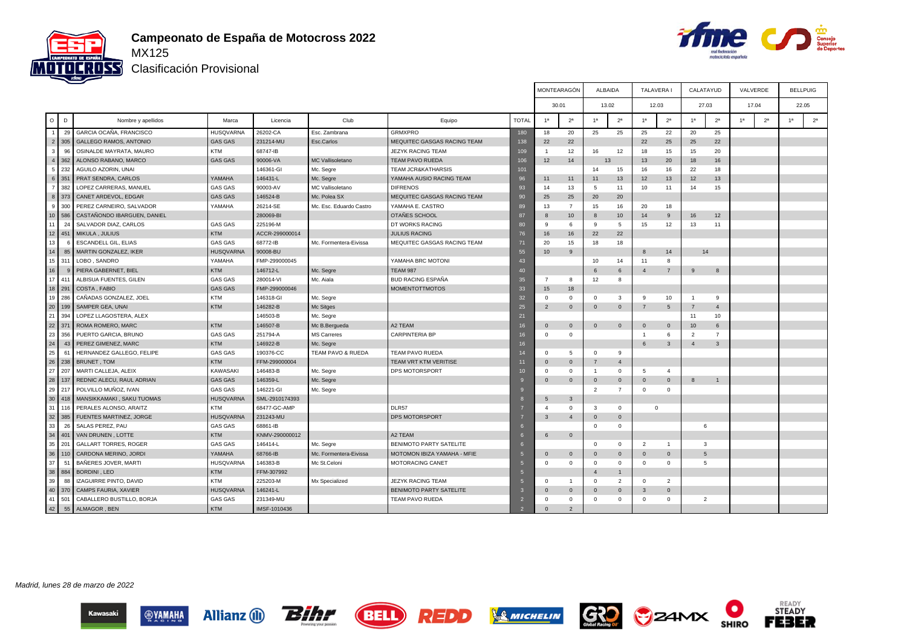# Campeonato de España de Motocross 2022

## MX125

### Clasificación Provisional

| | | | | | | | | MONTEARAGÓN | | ALBAIDA | | TALAVERA I | | CALATAYUD | | VALVERDE | | BELLPUIG | |
|---|---|---|---|---|---|---|---|---|---|---|---|---|---|---|---|---|---|---|---|
| | | | | | | | | 30.01 | | 13.02 | | 12.03 | | 27.03 | | 17.04 | | 22.05 | |
| O | D | Nombre y apellidos | Marca | Licencia | Club | Equipo | TOTAL | 1ª | 2ª | 1ª | 2ª | 1ª | 2ª | 1ª | 2ª | 1ª | 2ª | 1ª | 2ª |
| 1 | 29 | GARCIA OCAÑA, FRANCISCO | HUSQVARNA | 26202-CA | Esc. Zambrana | GRMXPRO | 180 | 18 | 20 | 25 | 25 | 25 | 22 | 20 | 25 | | | | |
| 2 | 305 | GALLEGO RAMOS, ANTONIO | GAS GAS | 231214-MU | Esc.Carlos | MEQUITEC GASGAS RACING TEAM | 138 | 22 | 22 | | | 22 | 25 | 25 | 22 | | | | |
| 3 | 96 | OSINALDE MAYRATA, MAURO | KTM | 68747-IB | | JEZYK RACING TEAM | 109 | 1 | 12 | 16 | 12 | 18 | 15 | 15 | 20 | | | | |
| 4 | 362 | ALONSO RABANO, MARCO | GAS GAS | 90006-VA | MC Vallisoletano | TEAM PAVO RUEDA | 106 | 12 | 14 | 13 | | 13 | 20 | 18 | 16 | | | | |
| 5 | 232 | AGUILO AZORIN, UNAI | | 146361-GI | Mc. Segre | TEAM JCR&KATHARSIS | 101 | | | 14 | 15 | 16 | 16 | 22 | 18 | | | | |
| 6 | 351 | PRAT SENDRA, CARLOS | YAMAHA | 146431-L | Mc. Segre | YAMAHA AUSIO RACING TEAM | 96 | 11 | 11 | 11 | 13 | 12 | 13 | 12 | 13 | | | | |
| 7 | 382 | LOPEZ CARRERAS, MANUEL | GAS GAS | 90003-AV | MC Vallisoletano | DIFRENOS | 93 | 14 | 13 | 5 | 11 | 10 | 11 | 14 | 15 | | | | |
| 8 | 373 | CANET ARDEVOL, EDGAR | GAS GAS | 146524-B | Mc. Polea SX | MEQUITEC GASGAS RACING TEAM | 90 | 25 | 25 | 20 | 20 | | | | | | | | |
| 9 | 300 | PEREZ CARNEIRO, SALVADOR | YAMAHA | 26214-SE | Mc. Esc. Eduardo Castro | YAMAHA E. CASTRO | 89 | 13 | 7 | 15 | 16 | 20 | 18 | | | | | | |
| 10 | 586 | CASTAÑONDO IBARGUEN, DANIEL | | 280069-BI | | OTAÑES SCHOOL | 87 | 8 | 10 | 8 | 10 | 14 | 9 | 16 | 12 | | | | |
| 11 | 24 | SALVADOR DIAZ, CARLOS | GAS GAS | 225196-M | | DT WORKS RACING | 80 | 9 | 6 | 9 | 5 | 15 | 12 | 13 | 11 | | | | |
| 12 | 451 | MIKULA , JULIUS | KTM | ACCR-299000014 | | JULIUS RACING | 76 | 16 | 16 | 22 | 22 | | | | | | | | |
| 13 | 6 | ESCANDELL GIL, ELIAS | GAS GAS | 68772-IB | Mc. Formentera-Eivissa | MEQUITEC GASGAS RACING TEAM | 71 | 20 | 15 | 18 | 18 | | | | | | | | |
| 14 | 85 | MARTIN GONZALEZ, IKER | HUSQVARNA | 90008-BU | | | 55 | 10 | 9 | | | 8 | 14 | 14 | | | | | |
| 15 | 311 | LOBO , SANDRO | YAMAHA | FMP-299000045 | | YAMAHA BRC MOTONI | 43 | | | 10 | 14 | 11 | 8 | | | | | | |
| 16 | 9 | PIERA GABERNET, BIEL | KTM | 146712-L | Mc. Segre | TEAM 987 | 40 | | | 6 | 6 | 4 | 7 | 9 | 8 | | | | |
| 17 | 411 | ALBISUA FUENTES, GILEN | GAS GAS | 280014-VI | Mc. Aiala | BUD RACING ESPAÑA | 35 | 7 | 8 | 12 | 8 | | | | | | | | |
| 18 | 291 | COSTA , FABIO | GAS GAS | FMP-299000046 | | MOMENTOTTMOTOS | 33 | 15 | 18 | | | | | | | | | | |
| 19 | 286 | CAÑADAS GONZALEZ, JOEL | KTM | 146318-GI | Mc. Segre | | 32 | 0 | 0 | 0 | 3 | 9 | 10 | 1 | 9 | | | | |
| 20 | 199 | SAMPER GEA, UNAI | KTM | 146282-B | Mc Sitges | | 25 | 2 | 0 | 0 | 0 | 7 | 5 | 7 | 4 | | | | |
| 21 | 394 | LOPEZ LLAGOSTERA, ALEX | | 146503-B | Mc. Segre | | 21 | | | | | | | 11 | 10 | | | | |
| 22 | 371 | ROMA ROMERO, MARC | KTM | 146507-B | Mc B.Bergueda | A2 TEAM | 16 | 0 | 0 | 0 | 0 | 0 | 0 | 10 | 6 | | | | |
| 23 | 356 | PUERTO GARCIA, BRUNO | GAS GAS | 251794-A | MS Carreres | CARPINTERIA BP | 16 | 0 | 0 | | | 1 | 6 | 2 | 7 | | | | |
| 24 | 43 | PEREZ GIMENEZ, MARC | KTM | 146922-B | Mc. Segre | | 16 | | | | | 6 | 3 | 4 | 3 | | | | |
| 25 | 61 | HERNANDEZ GALLEGO, FELIPE | GAS GAS | 190376-CC | TEAM PAVO & RUEDA | TEAM PAVO RUEDA | 14 | 0 | 5 | 0 | 9 | | | | | | | | |
| 26 | 238 | BRUNET , TOM | KTM | FFM-299000004 | | TEAM VRT KTM VERITISE | 11 | 0 | 0 | 7 | 4 | | | | | | | | |
| 27 | 207 | MARTI CALLEJA, ALEIX | KAWASAKI | 146483-B | Mc. Segre | DPS MOTORSPORT | 10 | 0 | 0 | 1 | 0 | 5 | 4 | | | | | | |
| 28 | 137 | REDNIC ALECU, RAUL ADRIAN | GAS GAS | 146359-L | Mc. Segre | | 9 | 0 | 0 | 0 | 0 | 0 | 0 | 8 | 1 | | | | |
| 29 | 217 | POLVILLO MUÑOZ, IVAN | GAS GAS | 146221-GI | Mc. Segre | | 9 | | | 2 | 7 | 0 | 0 | | | | | | |
| 30 | 418 | MANSIKKAMAKI , SAKU TUOMAS | HUSQVARNA | SML-2910174393 | | | 8 | 5 | 3 | | | | | | | | | | |
| 31 | 116 | PERALES ALONSO, ARAITZ | KTM | 68477-GC-AMP | | DLR57 | 7 | 4 | 0 | 3 | 0 | 0 | | | | | | | |
| 32 | 385 | FUENTES MARTINEZ, JORGE | HUSQVARNA | 231243-MU | | DPS MOTORSPORT | 7 | 3 | 4 | 0 | 0 | | | | | | | | |
| 33 | 26 | SALAS PEREZ, PAU | GAS GAS | 68861-IB | | | 6 | | | 0 | 0 | | | 6 | | | | | |
| 34 | 401 | VAN DRUNEN , LOTTE | KTM | KNMV-290000012 | | A2 TEAM | 6 | 6 | 0 | | | | | | | | | | |
| 35 | 201 | GALLART TORRES, ROGER | GAS GAS | 146414-L | Mc. Segre | BENIMOTO PARTY SATELITE | 6 | | | 0 | 0 | 2 | 1 | 3 | | | | | |
| 36 | 110 | CARDONA MERINO, JORDI | YAMAHA | 68766-IB | Mc. Formentera-Eivissa | MOTOMON IBIZA YAMAHA - MFIE | 5 | 0 | 0 | 0 | 0 | 0 | 0 | 5 | | | | | |
| 37 | 51 | BAÑERES JOVER, MARTI | HUSQVARNA | 146383-B | Mc St.Celoni | MOTORACING CANET | 5 | 0 | 0 | 0 | 0 | 0 | 0 | 5 | | | | | |
| 38 | 884 | BORDINI , LEO | KTM | FFM-307992 | | | 5 | | | 4 | 1 | | | | | | | | |
| 39 | 88 | IZAGUIRRE PINTO, DAVID | KTM | 225203-M | Mx Specialized | JEZYK RACING TEAM | 5 | 0 | 1 | 0 | 2 | 0 | 2 | | | | | | |
| 40 | 370 | CAMPS FAURIA, XAVIER | HUSQVARNA | 146241-L | | BENIMOTO PARTY SATELITE | 3 | 0 | 0 | 0 | 0 | 3 | 0 | | | | | | |
| 41 | 501 | CABALLERO BUSTILLO, BORJA | GAS GAS | 231349-MU | | TEAM PAVO RUEDA | 2 | 0 | 0 | 0 | 0 | 0 | 0 | 2 | | | | | |
| 42 | 55 | ALMAGOR , BEN | KTM | IMSF-1010436 | | | 2 | 0 | 2 | | | | | | | | | | |

*Madrid, lunes 28 de marzo de 2022*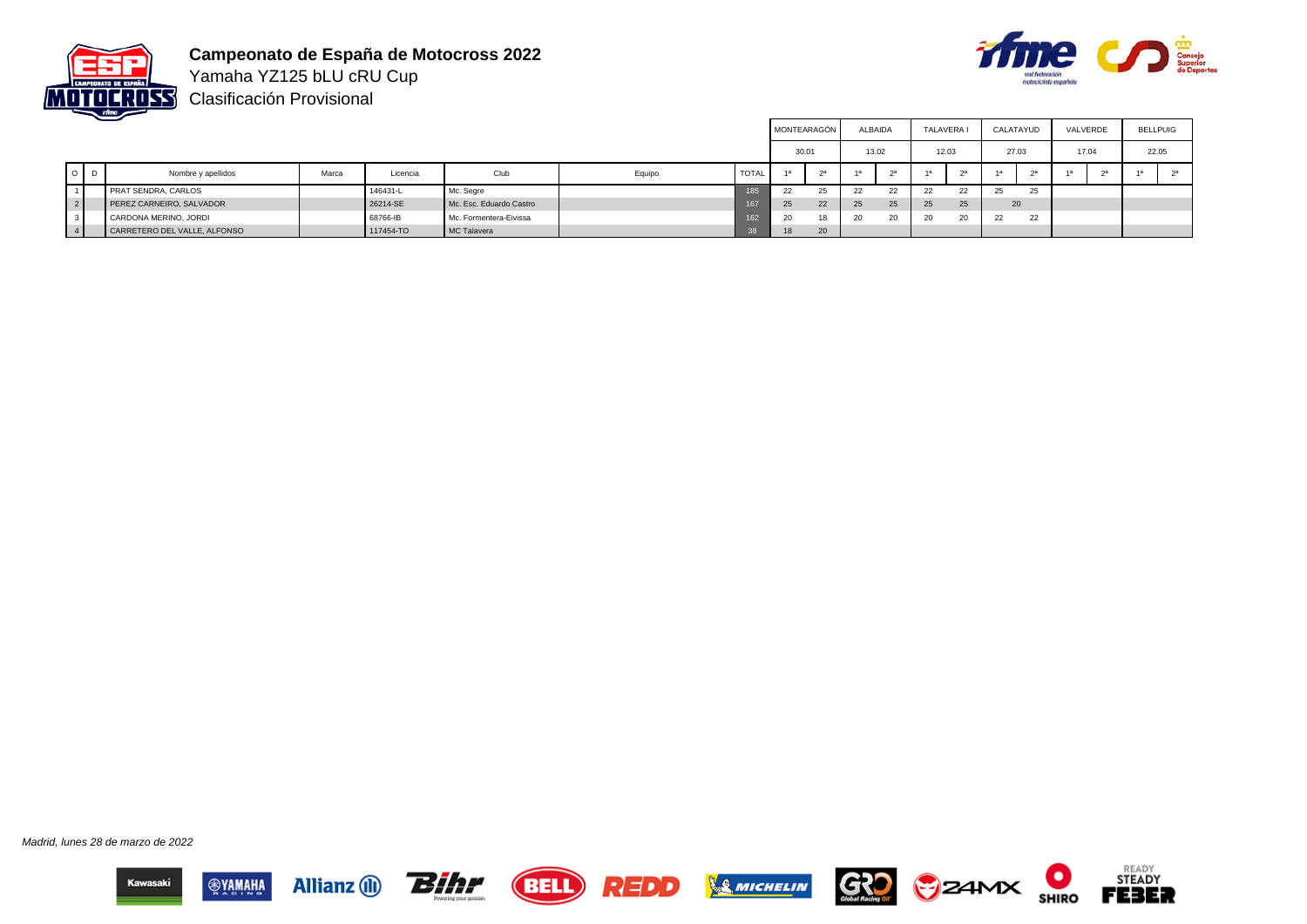# Campeonato de España de Motocross 2022

## Yamaha YZ125 bLU cRU Cup

### Clasificación Provisional

| | | | | | | | | MONTEARAGÓN | | ALBAIDA | | TALAVERA I | | CALATAYUD | | VALVERDE | | BELLPUIG | |
|---|---|---|---|---|---|---|---|---|---|---|---|---|---|---|---|---|---|---|---|
| | | | | | | | | 30.01 | | 13.02 | | 12.03 | | 27.03 | | 17.04 | | 22.05 | |
| O | D | Nombre y apellidos | Marca | Licencia | Club | Equipo | TOTAL | 1ª | 2ª | 1ª | 2ª | 1ª | 2ª | 1ª | 2ª | 1ª | 2ª | 1ª | 2ª |
| 1 | | PRAT SENDRA, CARLOS | | 146431-L | Mc. Segre | | 185 | 22 | 25 | 22 | 22 | 22 | 22 | 25 | 25 | | | | |
| 2 | | PEREZ CARNEIRO, SALVADOR | | 26214-SE | Mc. Esc. Eduardo Castro | | 167 | 25 | 22 | 25 | 25 | 25 | 25 | 20 | | | | | |
| 3 | | CARDONA MERINO, JORDI | | 68766-IB | Mc. Formentera-Eivissa | | 162 | 20 | 18 | 20 | 20 | 20 | 20 | 22 | 22 | | | | |
| 4 | | CARRETERO DEL VALLE, ALFONSO | | 117454-TO | MC Talavera | | 38 | 18 | 20 | | | | | | | | | | |

*Madrid, lunes 28 de marzo de 2022*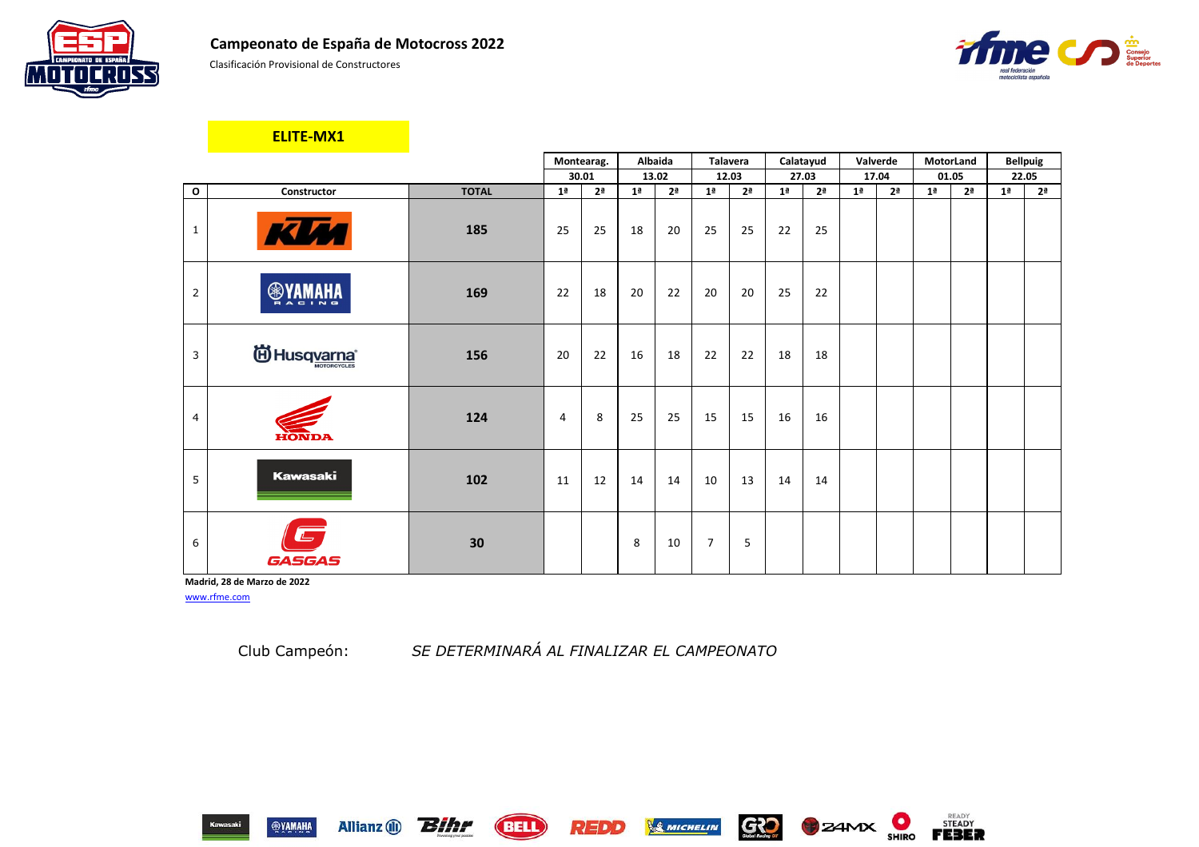# Campeonato de España de Motocross 2022

Clasificación Provisional de Constructores

## ELITE-MX1

| | | | Montearag. | | Albaida | | Talavera | | Calatayud | | Valverde | | MotorLand | | Bellpuig | |
|---|---|---|---|---|---|---|---|---|---|---|---|---|---|---|---|---|
| | | | 30.01 | | 13.02 | | 12.03 | | 27.03 | | 17.04 | | 01.05 | | 22.05 | |
| O | Constructor | TOTAL | 1ª | 2ª | 1ª | 2ª | 1ª | 2ª | 1ª | 2ª | 1ª | 2ª | 1ª | 2ª | 1ª | 2ª |
| 1 | KTM | 185 | 25 | 25 | 18 | 20 | 25 | 25 | 22 | 25 | | | | | | |
| 2 | YAMAHA RACING | 169 | 22 | 18 | 20 | 22 | 20 | 20 | 25 | 22 | | | | | | |
| 3 | Husqvarna MOTORCYCLES | 156 | 20 | 22 | 16 | 18 | 22 | 22 | 18 | 18 | | | | | | |
| 4 | HONDA | 124 | 4 | 8 | 25 | 25 | 15 | 15 | 16 | 16 | | | | | | |
| 5 | Kawasaki | 102 | 11 | 12 | 14 | 14 | 10 | 13 | 14 | 14 | | | | | | |
| 6 | GASGAS | 30 | | | 8 | 10 | 7 | 5 | | | | | | | | |

**Madrid, 28 de Marzo de 2022**

www.rfme.com

Club Campeón: *SE DETERMINARÁ AL FINALIZAR EL CAMPEONATO*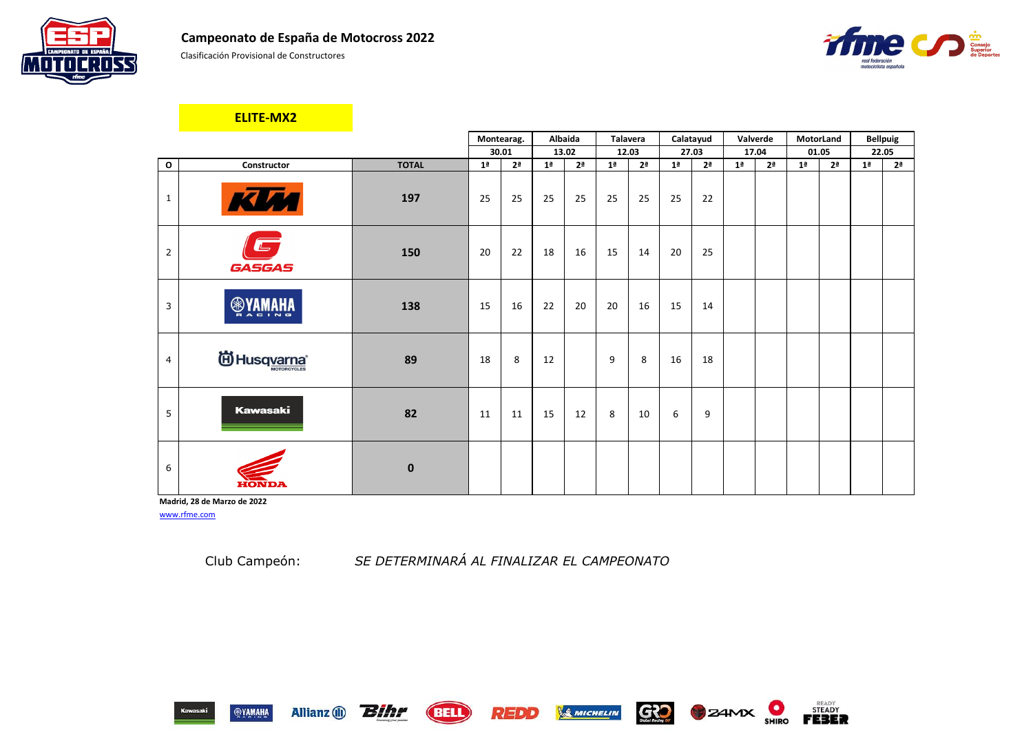## Campeonato de España de Motocross 2022

Clasificación Provisional de Constructores

### ELITE-MX2

| | | | Montearag. | | Albaida | | Talavera | | Calatayud | | Valverde | | MotorLand | | Bellpuig | |
|---|---|---|---|---|---|---|---|---|---|---|---|---|---|---|---|---|
| | | | 30.01 | | 13.02 | | 12.03 | | 27.03 | | 17.04 | | 01.05 | | 22.05 | |
| O | Constructor | TOTAL | 1ª | 2ª | 1ª | 2ª | 1ª | 2ª | 1ª | 2ª | 1ª | 2ª | 1ª | 2ª | 1ª | 2ª |
| 1 | KTM | **197** | 25 | 25 | 25 | 25 | 25 | 25 | 25 | 22 | | | | | | |
| 2 | GASGAS | **150** | 20 | 22 | 18 | 16 | 15 | 14 | 20 | 25 | | | | | | |
| 3 | YAMAHA | **138** | 15 | 16 | 22 | 20 | 20 | 16 | 15 | 14 | | | | | | |
| 4 | Husqvarna | **89** | 18 | 8 | 12 | | 9 | 8 | 16 | 18 | | | | | | |
| 5 | Kawasaki | **82** | 11 | 11 | 15 | 12 | 8 | 10 | 6 | 9 | | | | | | |
| 6 | HONDA | **0** | | | | | | | | | | | | | | |

**Madrid, 28 de Marzo de 2022**

www.rfme.com

Club Campeón: *SE DETERMINARÁ AL FINALIZAR EL CAMPEONATO*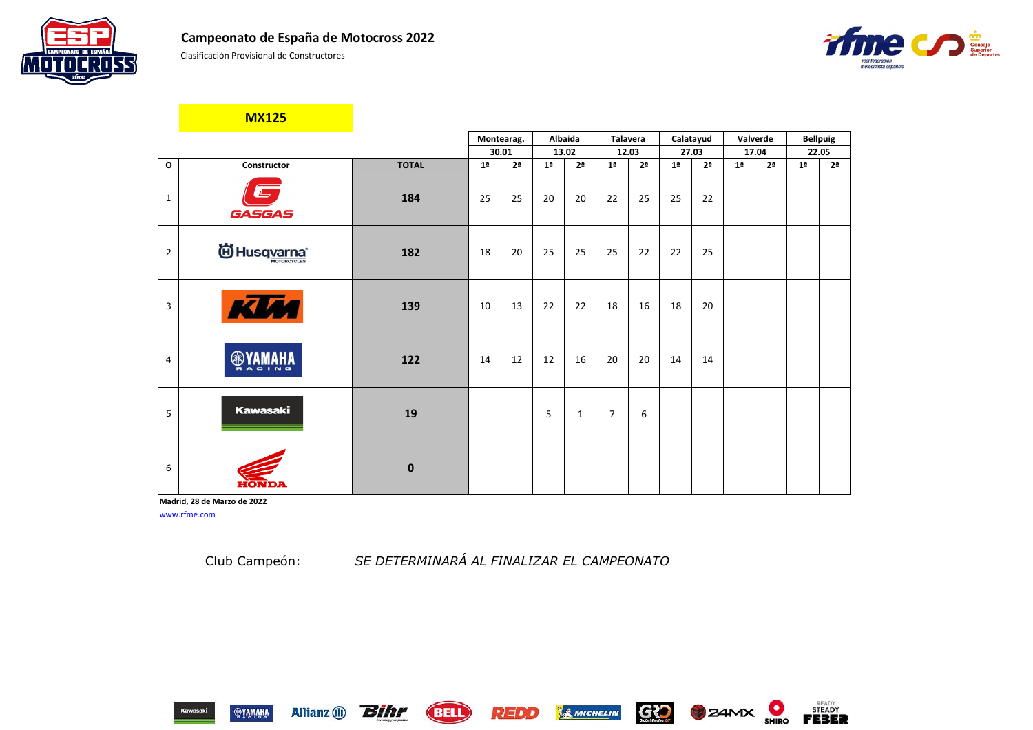## Campeonato de España de Motocross 2022

Clasificación Provisional de Constructores

### MX125

| | | | Montearag. | | Albaida | | Talavera | | Calatayud | | Valverde | | Bellpuig | |
|---|---|---|---|---|---|---|---|---|---|---|---|---|---|---|
| | | | 30.01 | | 13.02 | | 12.03 | | 27.03 | | 17.04 | | 22.05 | |
| O | Constructor | TOTAL | 1ª | 2ª | 1ª | 2ª | 1ª | 2ª | 1ª | 2ª | 1ª | 2ª | 1ª | 2ª |
| 1 | GASGAS | 184 | 25 | 25 | 20 | 20 | 22 | 25 | 25 | 22 | | | | |
| 2 | Husqvarna | 182 | 18 | 20 | 25 | 25 | 25 | 22 | 22 | 25 | | | | |
| 3 | KTM | 139 | 10 | 13 | 22 | 22 | 18 | 16 | 18 | 20 | | | | |
| 4 | YAMAHA RACING | 122 | 14 | 12 | 12 | 16 | 20 | 20 | 14 | 14 | | | | |
| 5 | Kawasaki | 19 | | | 5 | 1 | 7 | 6 | | | | | | |
| 6 | HONDA | 0 | | | | | | | | | | | | |

**Madrid, 28 de Marzo de 2022**

www.rfme.com

Club Campeón: *SE DETERMINARÁ AL FINALIZAR EL CAMPEONATO*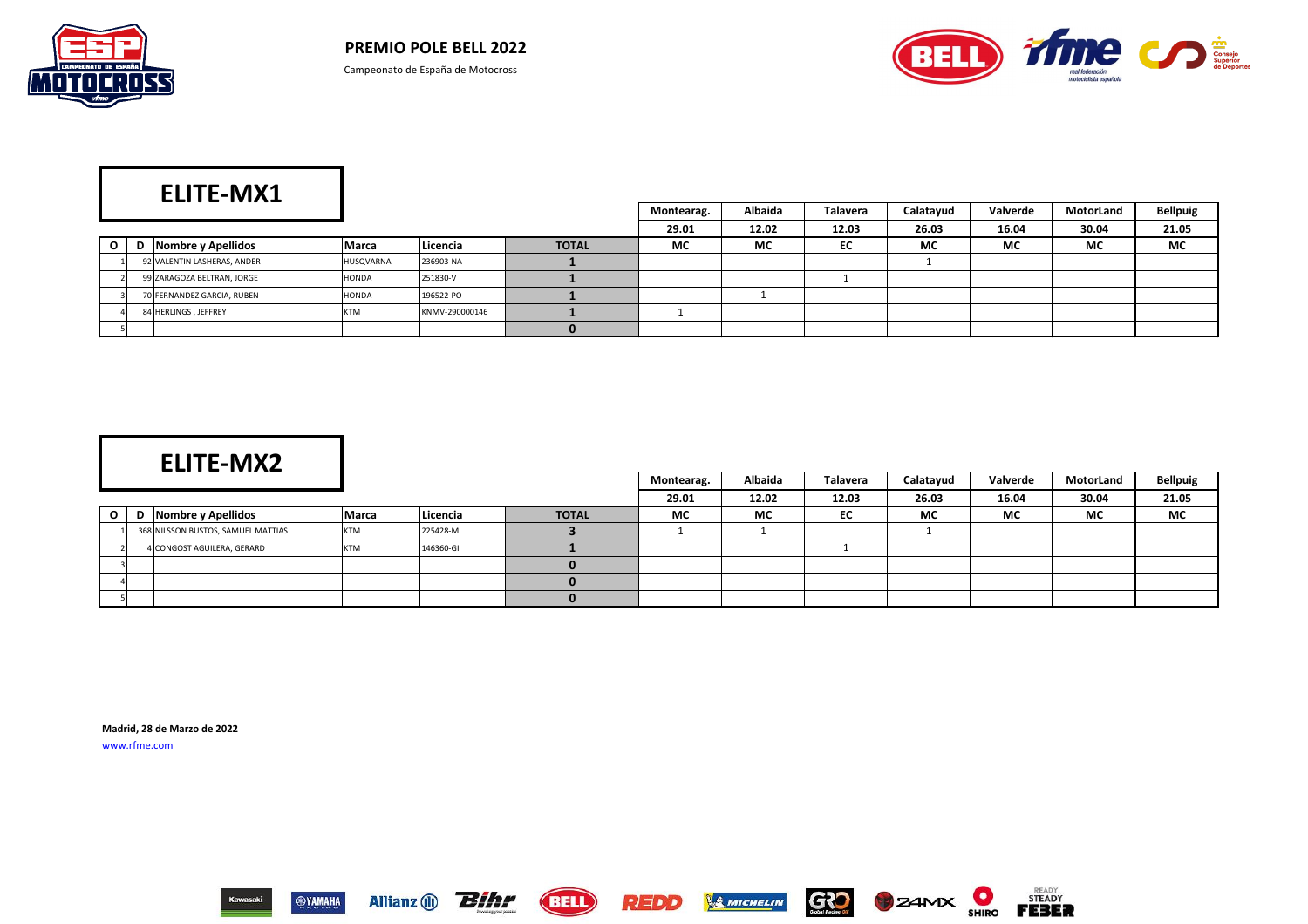# PREMIO POLE BELL 2022

Campeonato de España de Motocross

## ELITE-MX1

| O | D | Nombre y Apellidos | Marca | Licencia | TOTAL | Montearag. | Albaida | Talavera | Calatayud | Valverde | MotorLand | Bellpuig |
|---|---|---|---|---|---|---|---|---|---|---|---|---|
| | | | | | | 29.01 | 12.02 | 12.03 | 26.03 | 16.04 | 30.04 | 21.05 |
| | | | | | | MC | MC | EC | MC | MC | MC | MC |
| 1 | 92 | VALENTIN LASHERAS, ANDER | HUSQVARNA | 236903-NA | 1 | | | | 1 | | | |
| 2 | 99 | ZARAGOZA BELTRAN, JORGE | HONDA | 251830-V | 1 | | | 1 | | | | |
| 3 | 70 | FERNANDEZ GARCIA, RUBEN | HONDA | 196522-PO | 1 | | 1 | | | | | |
| 4 | 84 | HERLINGS , JEFFREY | KTM | KNMV-290000146 | 1 | 1 | | | | | | |
| 5 | | | | | 0 | | | | | | | |

## ELITE-MX2

| O | D | Nombre y Apellidos | Marca | Licencia | TOTAL | Montearag. | Albaida | Talavera | Calatayud | Valverde | MotorLand | Bellpuig |
|---|---|---|---|---|---|---|---|---|---|---|---|---|
| | | | | | | 29.01 | 12.02 | 12.03 | 26.03 | 16.04 | 30.04 | 21.05 |
| | | | | | | MC | MC | EC | MC | MC | MC | MC |
| 1 | 368 | NILSSON BUSTOS, SAMUEL MATTIAS | KTM | 225428-M | 3 | 1 | 1 | | 1 | | | |
| 2 | 4 | CONGOST AGUILERA, GERARD | KTM | 146360-GI | 1 | | | 1 | | | | |
| 3 | | | | | 0 | | | | | | | |
| 4 | | | | | 0 | | | | | | | |
| 5 | | | | | 0 | | | | | | | |

**Madrid, 28 de Marzo de 2022**

www.rfme.com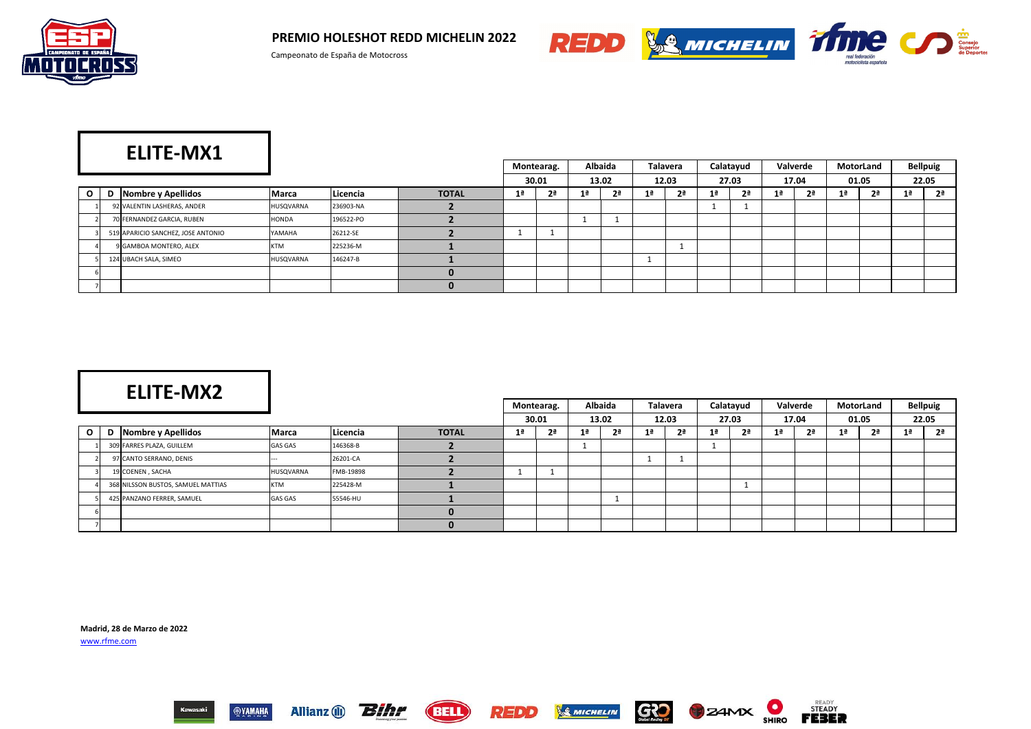**PREMIO HOLESHOT REDD MICHELIN 2022**

Campeonato de España de Motocross

## ELITE-MX1

| | | | | | | Montearag. | | Albaida | | Talavera | | Calatayud | | Valverde | | MotorLand | | Bellpuig | |
|---|---|---|---|---|---|---|---|---|---|---|---|---|---|---|---|---|---|---|---|
| | | | | | | 30.01 | | 13.02 | | 12.03 | | 27.03 | | 17.04 | | 01.05 | | 22.05 | |
| O | D | Nombre y Apellidos | Marca | Licencia | TOTAL | 1ª | 2ª | 1ª | 2ª | 1ª | 2ª | 1ª | 2ª | 1ª | 2ª | 1ª | 2ª | 1ª | 2ª |
| 1 | 92 | VALENTIN LASHERAS, ANDER | HUSQVARNA | 236903-NA | 2 | | | | | | | 1 | 1 | | | | | | |
| 2 | 70 | FERNANDEZ GARCIA, RUBEN | HONDA | 196522-PO | 2 | | | 1 | 1 | | | | | | | | | | |
| 3 | 519 | APARICIO SANCHEZ, JOSE ANTONIO | YAMAHA | 26212-SE | 2 | 1 | 1 | | | | | | | | | | | | |
| 4 | 9 | GAMBOA MONTERO, ALEX | KTM | 225236-M | 1 | | | | | | 1 | | | | | | | | |
| 5 | 124 | UBACH SALA, SIMEO | HUSQVARNA | 146247-B | 1 | | | | | 1 | | | | | | | | | |
| 6 | | | | | 0 | | | | | | | | | | | | | | |
| 7 | | | | | 0 | | | | | | | | | | | | | | |

## ELITE-MX2

| | | | | | | Montearag. | | Albaida | | Talavera | | Calatayud | | Valverde | | MotorLand | | Bellpuig | |
|---|---|---|---|---|---|---|---|---|---|---|---|---|---|---|---|---|---|---|---|
| | | | | | | 30.01 | | 13.02 | | 12.03 | | 27.03 | | 17.04 | | 01.05 | | 22.05 | |
| O | D | Nombre y Apellidos | Marca | Licencia | TOTAL | 1ª | 2ª | 1ª | 2ª | 1ª | 2ª | 1ª | 2ª | 1ª | 2ª | 1ª | 2ª | 1ª | 2ª |
| 1 | 309 | FARRES PLAZA, GUILLEM | GAS GAS | 146368-B | 2 | | | 1 | | | | 1 | | | | | | | |
| 2 | 97 | CANTO SERRANO, DENIS | --- | 26201-CA | 2 | | | | | 1 | 1 | | | | | | | | |
| 3 | 19 | COENEN , SACHA | HUSQVARNA | FMB-19898 | 2 | 1 | 1 | | | | | | | | | | | | |
| 4 | 368 | NILSSON BUSTOS, SAMUEL MATTIAS | KTM | 225428-M | 1 | | | | | | | | 1 | | | | | | |
| 5 | 425 | PANZANO FERRER, SAMUEL | GAS GAS | 55546-HU | 1 | | | | 1 | | | | | | | | | | |
| 6 | | | | | 0 | | | | | | | | | | | | | | |
| 7 | | | | | 0 | | | | | | | | | | | | | | |

**Madrid, 28 de Marzo de 2022**

www.rfme.com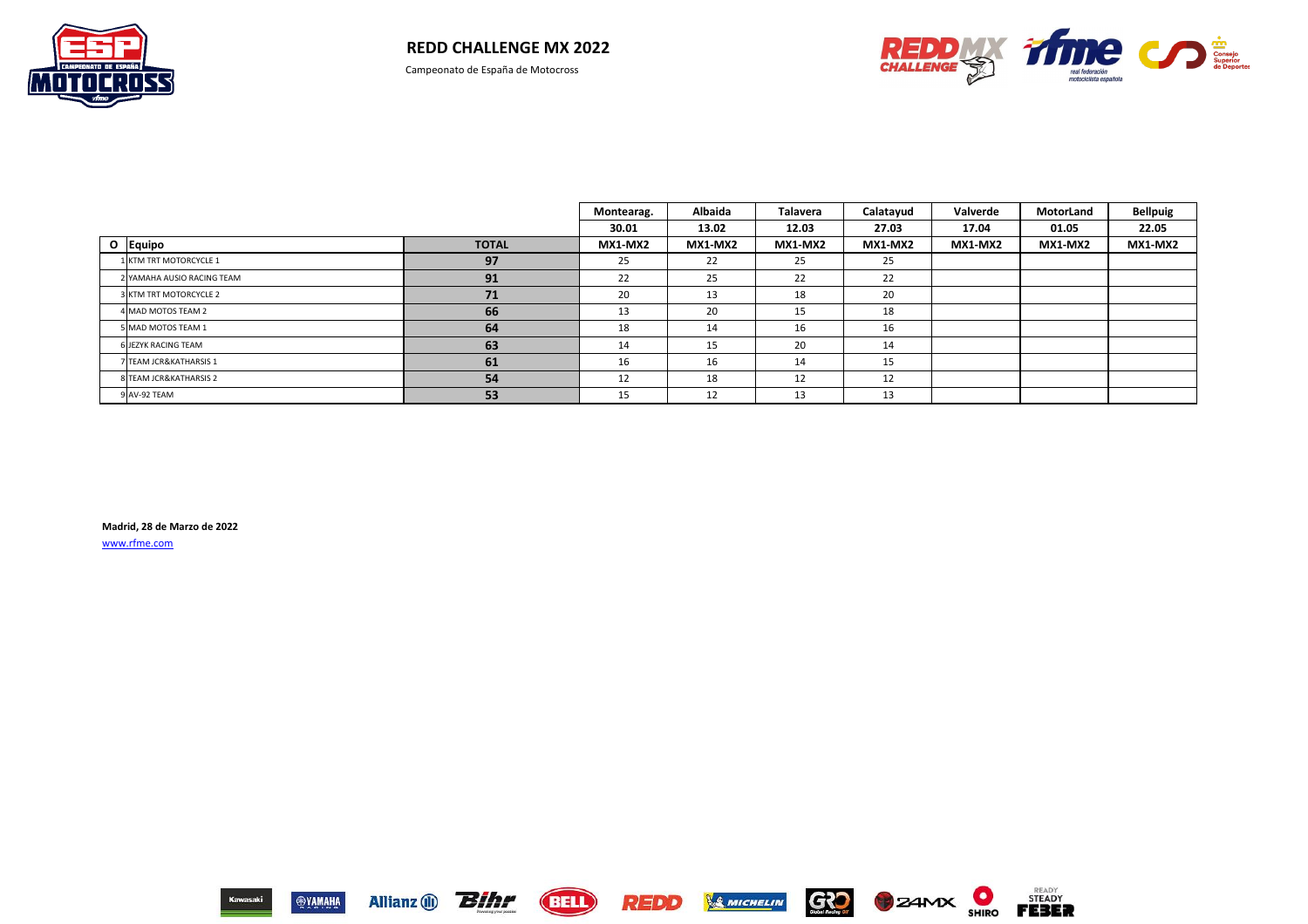## REDD CHALLENGE MX 2022

Campeonato de España de Motocross

| | | | Montearag. | Albaida | Talavera | Calatayud | Valverde | MotorLand | Bellpuig |
|---|---|---|---|---|---|---|---|---|---|
| | | | 30.01 | 13.02 | 12.03 | 27.03 | 17.04 | 01.05 | 22.05 |
| O | Equipo | TOTAL | MX1-MX2 | MX1-MX2 | MX1-MX2 | MX1-MX2 | MX1-MX2 | MX1-MX2 | MX1-MX2 |
| 1 | KTM TRT MOTORCYCLE 1 | 97 | 25 | 22 | 25 | 25 | | | |
| 2 | YAMAHA AUSIO RACING TEAM | 91 | 22 | 25 | 22 | 22 | | | |
| 3 | KTM TRT MOTORCYCLE 2 | 71 | 20 | 13 | 18 | 20 | | | |
| 4 | MAD MOTOS TEAM 2 | 66 | 13 | 20 | 15 | 18 | | | |
| 5 | MAD MOTOS TEAM 1 | 64 | 18 | 14 | 16 | 16 | | | |
| 6 | JEZYK RACING TEAM | 63 | 14 | 15 | 20 | 14 | | | |
| 7 | TEAM JCR&KATHARSIS 1 | 61 | 16 | 16 | 14 | 15 | | | |
| 8 | TEAM JCR&KATHARSIS 2 | 54 | 12 | 18 | 12 | 12 | | | |
| 9 | AV-92 TEAM | 53 | 15 | 12 | 13 | 13 | | | |

**Madrid, 28 de Marzo de 2022**

www.rfme.com